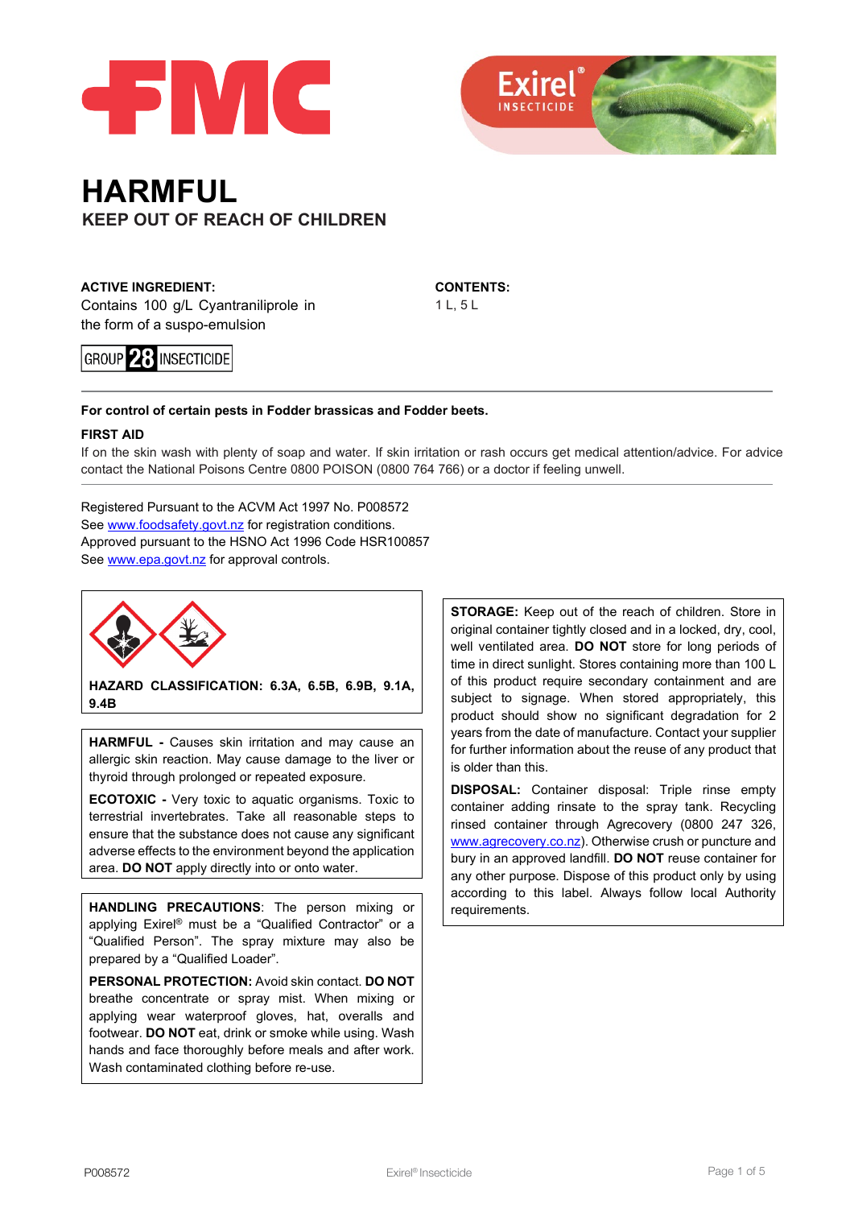# HARMFUL

## KEEP OUT OF REACH OF CHILDREN

**ACTIVE INGREDIENT:**
Contains 100 g/L Cyantraniliprole in the form of a suspo-emulsion

GROUP **28** INSECTICIDE

**CONTENTS:**
1 L, 5 L

---

**For control of certain pests in Fodder brassicas and Fodder beets.**

**FIRST AID**
If on the skin wash with plenty of soap and water. If skin irritation or rash occurs get medical attention/advice. For advice contact the National Poisons Centre 0800 POISON (0800 764 766) or a doctor if feeling unwell.

---

Registered Pursuant to the ACVM Act 1997 No. P008572
See www.foodsafety.govt.nz for registration conditions.
Approved pursuant to the HSNO Act 1996 Code HSR100857
See www.epa.govt.nz for approval controls.

**HAZARD CLASSIFICATION: 6.3A, 6.5B, 6.9B, 9.1A, 9.4B**

**HARMFUL -** Causes skin irritation and may cause an allergic skin reaction. May cause damage to the liver or thyroid through prolonged or repeated exposure.

**ECOTOXIC -** Very toxic to aquatic organisms. Toxic to terrestrial invertebrates. Take all reasonable steps to ensure that the substance does not cause any significant adverse effects to the environment beyond the application area. **DO NOT** apply directly into or onto water.

**HANDLING PRECAUTIONS**: The person mixing or applying Exirel® must be a "Qualified Contractor" or a "Qualified Person". The spray mixture may also be prepared by a "Qualified Loader".

**PERSONAL PROTECTION:** Avoid skin contact. **DO NOT** breathe concentrate or spray mist. When mixing or applying wear waterproof gloves, hat, overalls and footwear. **DO NOT** eat, drink or smoke while using. Wash hands and face thoroughly before meals and after work. Wash contaminated clothing before re-use.

**STORAGE:** Keep out of the reach of children. Store in original container tightly closed and in a locked, dry, cool, well ventilated area. **DO NOT** store for long periods of time in direct sunlight. Stores containing more than 100 L of this product require secondary containment and are subject to signage. When stored appropriately, this product should show no significant degradation for 2 years from the date of manufacture. Contact your supplier for further information about the reuse of any product that is older than this.

**DISPOSAL:** Container disposal: Triple rinse empty container adding rinsate to the spray tank. Recycling rinsed container through Agrecovery (0800 247 326, www.agrecovery.co.nz). Otherwise crush or puncture and bury in an approved landfill. **DO NOT** reuse container for any other purpose. Dispose of this product only by using according to this label. Always follow local Authority requirements.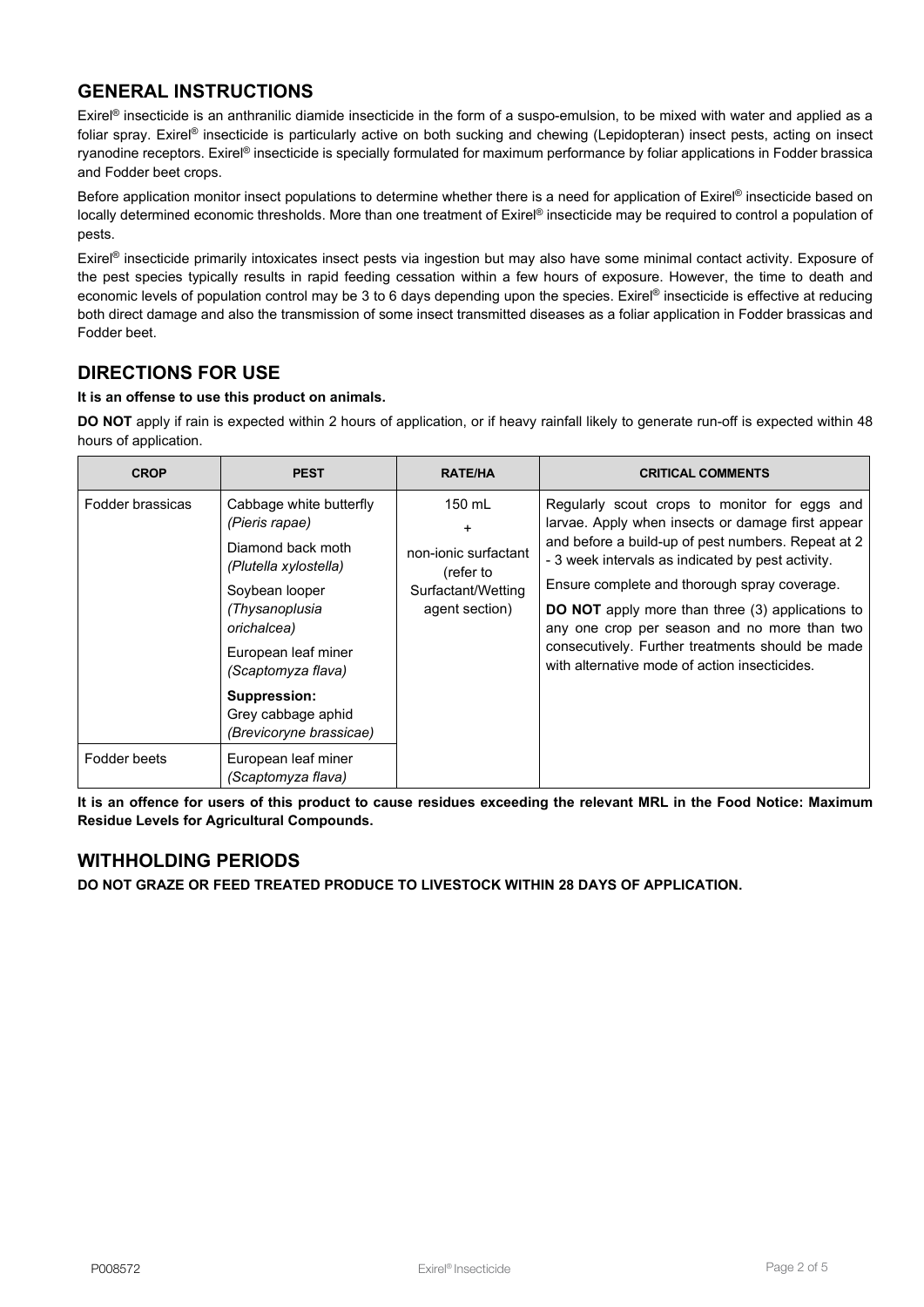## GENERAL INSTRUCTIONS

Exirel® insecticide is an anthranilic diamide insecticide in the form of a suspo-emulsion, to be mixed with water and applied as a foliar spray. Exirel® insecticide is particularly active on both sucking and chewing (Lepidopteran) insect pests, acting on insect ryanodine receptors. Exirel® insecticide is specially formulated for maximum performance by foliar applications in Fodder brassica and Fodder beet crops.

Before application monitor insect populations to determine whether there is a need for application of Exirel® insecticide based on locally determined economic thresholds. More than one treatment of Exirel® insecticide may be required to control a population of pests.

Exirel® insecticide primarily intoxicates insect pests via ingestion but may also have some minimal contact activity. Exposure of the pest species typically results in rapid feeding cessation within a few hours of exposure. However, the time to death and economic levels of population control may be 3 to 6 days depending upon the species. Exirel® insecticide is effective at reducing both direct damage and also the transmission of some insect transmitted diseases as a foliar application in Fodder brassicas and Fodder beet.

## DIRECTIONS FOR USE

**It is an offense to use this product on animals.**

**DO NOT** apply if rain is expected within 2 hours of application, or if heavy rainfall likely to generate run-off is expected within 48 hours of application.

| CROP | PEST | RATE/HA | CRITICAL COMMENTS |
|---|---|---|---|
| Fodder brassicas | Cabbage white butterfly *(Pieris rapae)*<br>Diamond back moth *(Plutella xylostella)*<br>Soybean looper *(Thysanoplusia orichalcea)*<br>European leaf miner *(Scaptomyza flava)*<br>**Suppression:** Grey cabbage aphid *(Brevicoryne brassicae)* | 150 mL<br>+<br>non-ionic surfactant (refer to Surfactant/Wetting agent section) | Regularly scout crops to monitor for eggs and larvae. Apply when insects or damage first appear and before a build-up of pest numbers. Repeat at 2 - 3 week intervals as indicated by pest activity.<br>Ensure complete and thorough spray coverage.<br>**DO NOT** apply more than three (3) applications to any one crop per season and no more than two consecutively. Further treatments should be made with alternative mode of action insecticides. |
| Fodder beets | European leaf miner *(Scaptomyza flava)* | | |

**It is an offence for users of this product to cause residues exceeding the relevant MRL in the Food Notice: Maximum Residue Levels for Agricultural Compounds.**

## WITHHOLDING PERIODS

**DO NOT GRAZE OR FEED TREATED PRODUCE TO LIVESTOCK WITHIN 28 DAYS OF APPLICATION.**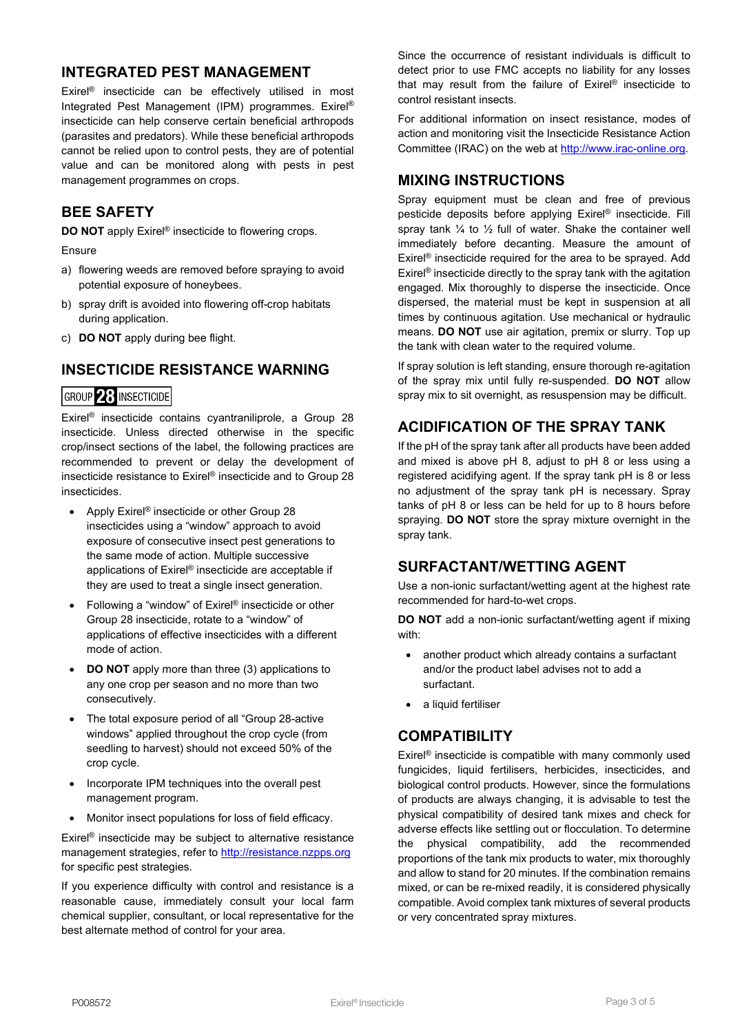## INTEGRATED PEST MANAGEMENT

Exirel® insecticide can be effectively utilised in most Integrated Pest Management (IPM) programmes. Exirel® insecticide can help conserve certain beneficial arthropods (parasites and predators). While these beneficial arthropods cannot be relied upon to control pests, they are of potential value and can be monitored along with pests in pest management programmes on crops.

## BEE SAFETY

**DO NOT** apply Exirel® insecticide to flowering crops.

Ensure

a) flowering weeds are removed before spraying to avoid potential exposure of honeybees.

b) spray drift is avoided into flowering off-crop habitats during application.

c) **DO NOT** apply during bee flight.

## INSECTICIDE RESISTANCE WARNING

GROUP **28** INSECTICIDE

Exirel® insecticide contains cyantraniliprole, a Group 28 insecticide. Unless directed otherwise in the specific crop/insect sections of the label, the following practices are recommended to prevent or delay the development of insecticide resistance to Exirel® insecticide and to Group 28 insecticides.

- Apply Exirel® insecticide or other Group 28 insecticides using a "window" approach to avoid exposure of consecutive insect pest generations to the same mode of action. Multiple successive applications of Exirel® insecticide are acceptable if they are used to treat a single insect generation.
- Following a "window" of Exirel® insecticide or other Group 28 insecticide, rotate to a "window" of applications of effective insecticides with a different mode of action.
- **DO NOT** apply more than three (3) applications to any one crop per season and no more than two consecutively.
- The total exposure period of all "Group 28-active windows" applied throughout the crop cycle (from seedling to harvest) should not exceed 50% of the crop cycle.
- Incorporate IPM techniques into the overall pest management program.
- Monitor insect populations for loss of field efficacy.

Exirel® insecticide may be subject to alternative resistance management strategies, refer to http://resistance.nzpps.org for specific pest strategies.

If you experience difficulty with control and resistance is a reasonable cause, immediately consult your local farm chemical supplier, consultant, or local representative for the best alternate method of control for your area.

Since the occurrence of resistant individuals is difficult to detect prior to use FMC accepts no liability for any losses that may result from the failure of Exirel® insecticide to control resistant insects.

For additional information on insect resistance, modes of action and monitoring visit the Insecticide Resistance Action Committee (IRAC) on the web at http://www.irac-online.org.

## MIXING INSTRUCTIONS

Spray equipment must be clean and free of previous pesticide deposits before applying Exirel® insecticide. Fill spray tank ¼ to ½ full of water. Shake the container well immediately before decanting. Measure the amount of Exirel® insecticide required for the area to be sprayed. Add Exirel® insecticide directly to the spray tank with the agitation engaged. Mix thoroughly to disperse the insecticide. Once dispersed, the material must be kept in suspension at all times by continuous agitation. Use mechanical or hydraulic means. **DO NOT** use air agitation, premix or slurry. Top up the tank with clean water to the required volume.

If spray solution is left standing, ensure thorough re-agitation of the spray mix until fully re-suspended. **DO NOT** allow spray mix to sit overnight, as resuspension may be difficult.

## ACIDIFICATION OF THE SPRAY TANK

If the pH of the spray tank after all products have been added and mixed is above pH 8, adjust to pH 8 or less using a registered acidifying agent. If the spray tank pH is 8 or less no adjustment of the spray tank pH is necessary. Spray tanks of pH 8 or less can be held for up to 8 hours before spraying. **DO NOT** store the spray mixture overnight in the spray tank.

## SURFACTANT/WETTING AGENT

Use a non-ionic surfactant/wetting agent at the highest rate recommended for hard-to-wet crops.

**DO NOT** add a non-ionic surfactant/wetting agent if mixing with:

- another product which already contains a surfactant and/or the product label advises not to add a surfactant.
- a liquid fertiliser

## COMPATIBILITY

Exirel® insecticide is compatible with many commonly used fungicides, liquid fertilisers, herbicides, insecticides, and biological control products. However, since the formulations of products are always changing, it is advisable to test the physical compatibility of desired tank mixes and check for adverse effects like settling out or flocculation. To determine the physical compatibility, add the recommended proportions of the tank mix products to water, mix thoroughly and allow to stand for 20 minutes. If the combination remains mixed, or can be re-mixed readily, it is considered physically compatible. Avoid complex tank mixtures of several products or very concentrated spray mixtures.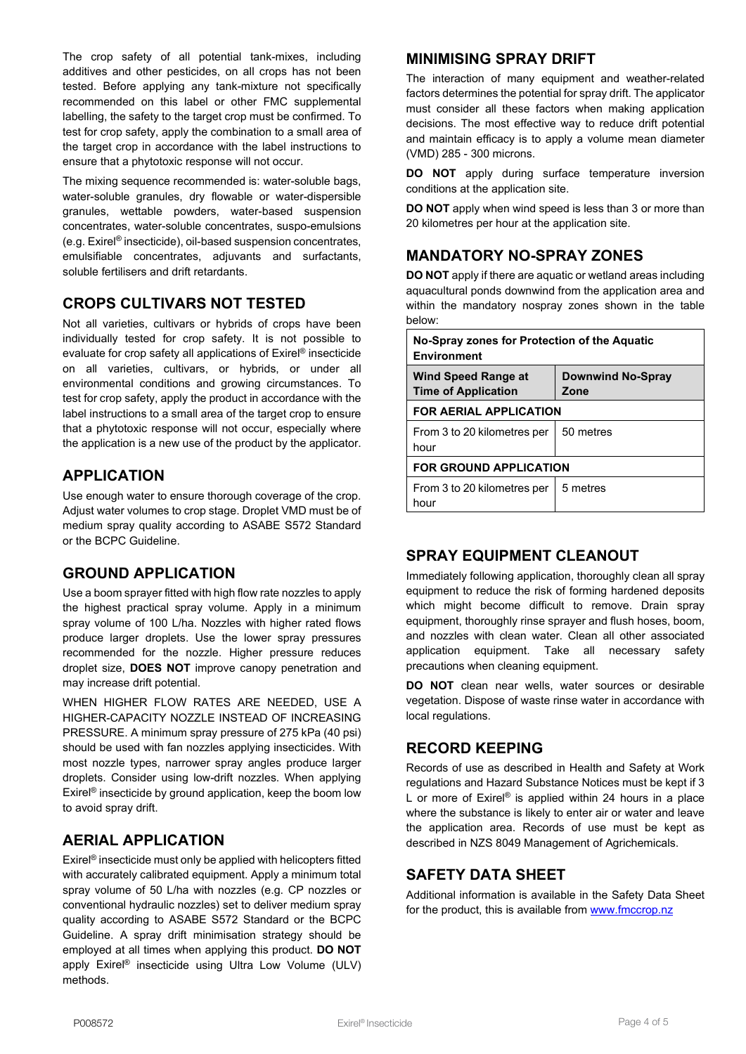The crop safety of all potential tank-mixes, including additives and other pesticides, on all crops has not been tested. Before applying any tank-mixture not specifically recommended on this label or other FMC supplemental labelling, the safety to the target crop must be confirmed. To test for crop safety, apply the combination to a small area of the target crop in accordance with the label instructions to ensure that a phytotoxic response will not occur.

The mixing sequence recommended is: water-soluble bags, water-soluble granules, dry flowable or water-dispersible granules, wettable powders, water-based suspension concentrates, water-soluble concentrates, suspo-emulsions (e.g. Exirel® insecticide), oil-based suspension concentrates, emulsifiable concentrates, adjuvants and surfactants, soluble fertilisers and drift retardants.

## CROPS CULTIVARS NOT TESTED

Not all varieties, cultivars or hybrids of crops have been individually tested for crop safety. It is not possible to evaluate for crop safety all applications of Exirel® insecticide on all varieties, cultivars, or hybrids, or under all environmental conditions and growing circumstances. To test for crop safety, apply the product in accordance with the label instructions to a small area of the target crop to ensure that a phytotoxic response will not occur, especially where the application is a new use of the product by the applicator.

## APPLICATION

Use enough water to ensure thorough coverage of the crop. Adjust water volumes to crop stage. Droplet VMD must be of medium spray quality according to ASABE S572 Standard or the BCPC Guideline.

## GROUND APPLICATION

Use a boom sprayer fitted with high flow rate nozzles to apply the highest practical spray volume. Apply in a minimum spray volume of 100 L/ha. Nozzles with higher rated flows produce larger droplets. Use the lower spray pressures recommended for the nozzle. Higher pressure reduces droplet size, **DOES NOT** improve canopy penetration and may increase drift potential.

WHEN HIGHER FLOW RATES ARE NEEDED, USE A HIGHER-CAPACITY NOZZLE INSTEAD OF INCREASING PRESSURE. A minimum spray pressure of 275 kPa (40 psi) should be used with fan nozzles applying insecticides. With most nozzle types, narrower spray angles produce larger droplets. Consider using low-drift nozzles. When applying Exirel® insecticide by ground application, keep the boom low to avoid spray drift.

## AERIAL APPLICATION

Exirel® insecticide must only be applied with helicopters fitted with accurately calibrated equipment. Apply a minimum total spray volume of 50 L/ha with nozzles (e.g. CP nozzles or conventional hydraulic nozzles) set to deliver medium spray quality according to ASABE S572 Standard or the BCPC Guideline. A spray drift minimisation strategy should be employed at all times when applying this product. **DO NOT** apply Exirel® insecticide using Ultra Low Volume (ULV) methods.

## MINIMISING SPRAY DRIFT

The interaction of many equipment and weather-related factors determines the potential for spray drift. The applicator must consider all these factors when making application decisions. The most effective way to reduce drift potential and maintain efficacy is to apply a volume mean diameter (VMD) 285 - 300 microns.

**DO NOT** apply during surface temperature inversion conditions at the application site.

**DO NOT** apply when wind speed is less than 3 or more than 20 kilometres per hour at the application site.

## MANDATORY NO-SPRAY ZONES

**DO NOT** apply if there are aquatic or wetland areas including aquacultural ponds downwind from the application area and within the mandatory nospray zones shown in the table below:

| **No-Spray zones for Protection of the Aquatic Environment** | |
|---|---|
| **Wind Speed Range at Time of Application** | **Downwind No-Spray Zone** |
| **FOR AERIAL APPLICATION** | |
| From 3 to 20 kilometres per hour | 50 metres |
| **FOR GROUND APPLICATION** | |
| From 3 to 20 kilometres per hour | 5 metres |

## SPRAY EQUIPMENT CLEANOUT

Immediately following application, thoroughly clean all spray equipment to reduce the risk of forming hardened deposits which might become difficult to remove. Drain spray equipment, thoroughly rinse sprayer and flush hoses, boom, and nozzles with clean water. Clean all other associated application equipment. Take all necessary safety precautions when cleaning equipment.

**DO NOT** clean near wells, water sources or desirable vegetation. Dispose of waste rinse water in accordance with local regulations.

## RECORD KEEPING

Records of use as described in Health and Safety at Work regulations and Hazard Substance Notices must be kept if 3 L or more of Exirel® is applied within 24 hours in a place where the substance is likely to enter air or water and leave the application area. Records of use must be kept as described in NZS 8049 Management of Agrichemicals.

## SAFETY DATA SHEET

Additional information is available in the Safety Data Sheet for the product, this is available from www.fmccrop.nz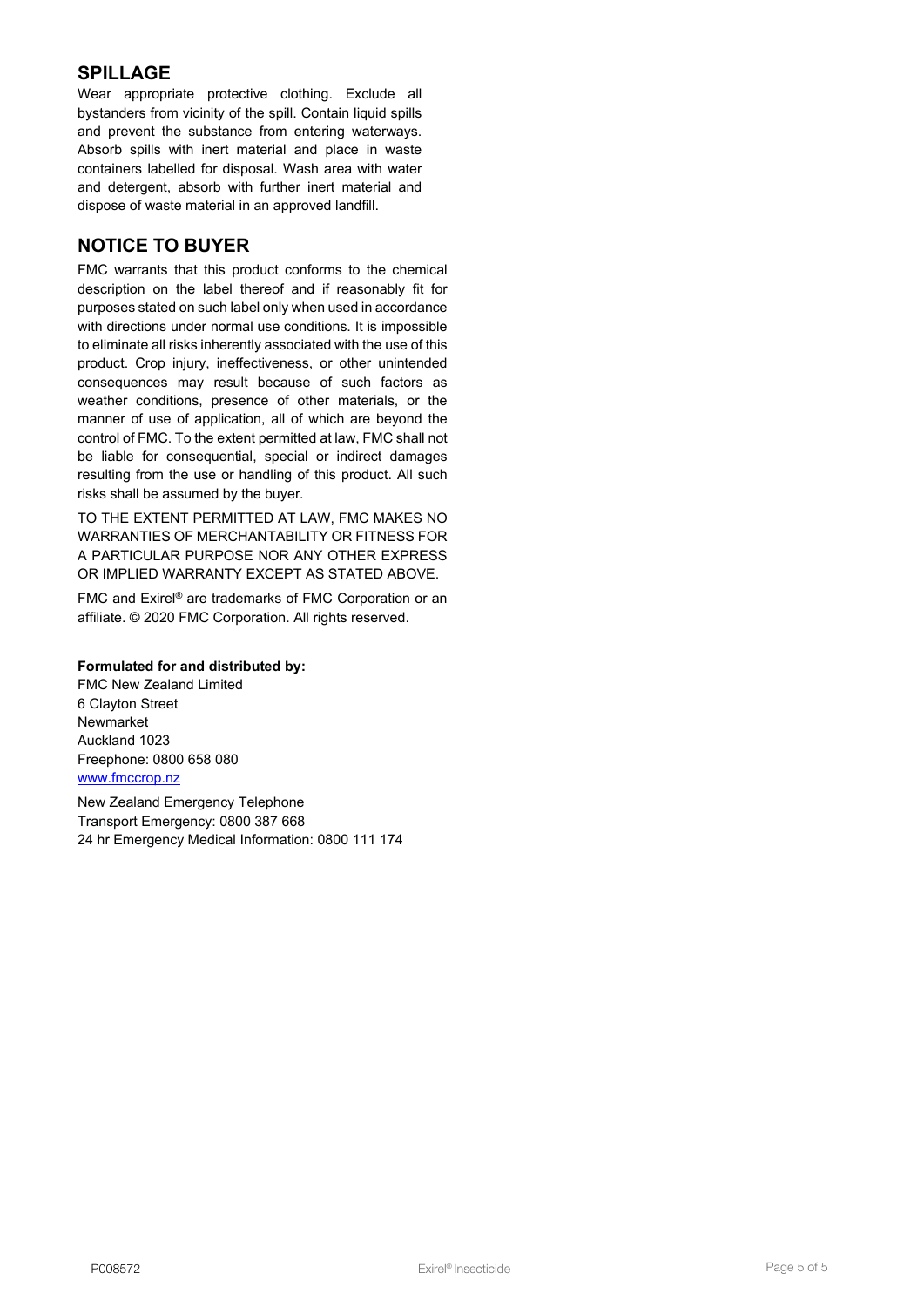## SPILLAGE

Wear appropriate protective clothing. Exclude all bystanders from vicinity of the spill. Contain liquid spills and prevent the substance from entering waterways. Absorb spills with inert material and place in waste containers labelled for disposal. Wash area with water and detergent, absorb with further inert material and dispose of waste material in an approved landfill.

## NOTICE TO BUYER

FMC warrants that this product conforms to the chemical description on the label thereof and if reasonably fit for purposes stated on such label only when used in accordance with directions under normal use conditions. It is impossible to eliminate all risks inherently associated with the use of this product. Crop injury, ineffectiveness, or other unintended consequences may result because of such factors as weather conditions, presence of other materials, or the manner of use of application, all of which are beyond the control of FMC. To the extent permitted at law, FMC shall not be liable for consequential, special or indirect damages resulting from the use or handling of this product. All such risks shall be assumed by the buyer.

TO THE EXTENT PERMITTED AT LAW, FMC MAKES NO WARRANTIES OF MERCHANTABILITY OR FITNESS FOR A PARTICULAR PURPOSE NOR ANY OTHER EXPRESS OR IMPLIED WARRANTY EXCEPT AS STATED ABOVE.

FMC and Exirel® are trademarks of FMC Corporation or an affiliate. © 2020 FMC Corporation. All rights reserved.

**Formulated for and distributed by:**
FMC New Zealand Limited
6 Clayton Street
Newmarket
Auckland 1023
Freephone: 0800 658 080
www.fmccrop.nz

New Zealand Emergency Telephone
Transport Emergency: 0800 387 668
24 hr Emergency Medical Information: 0800 111 174